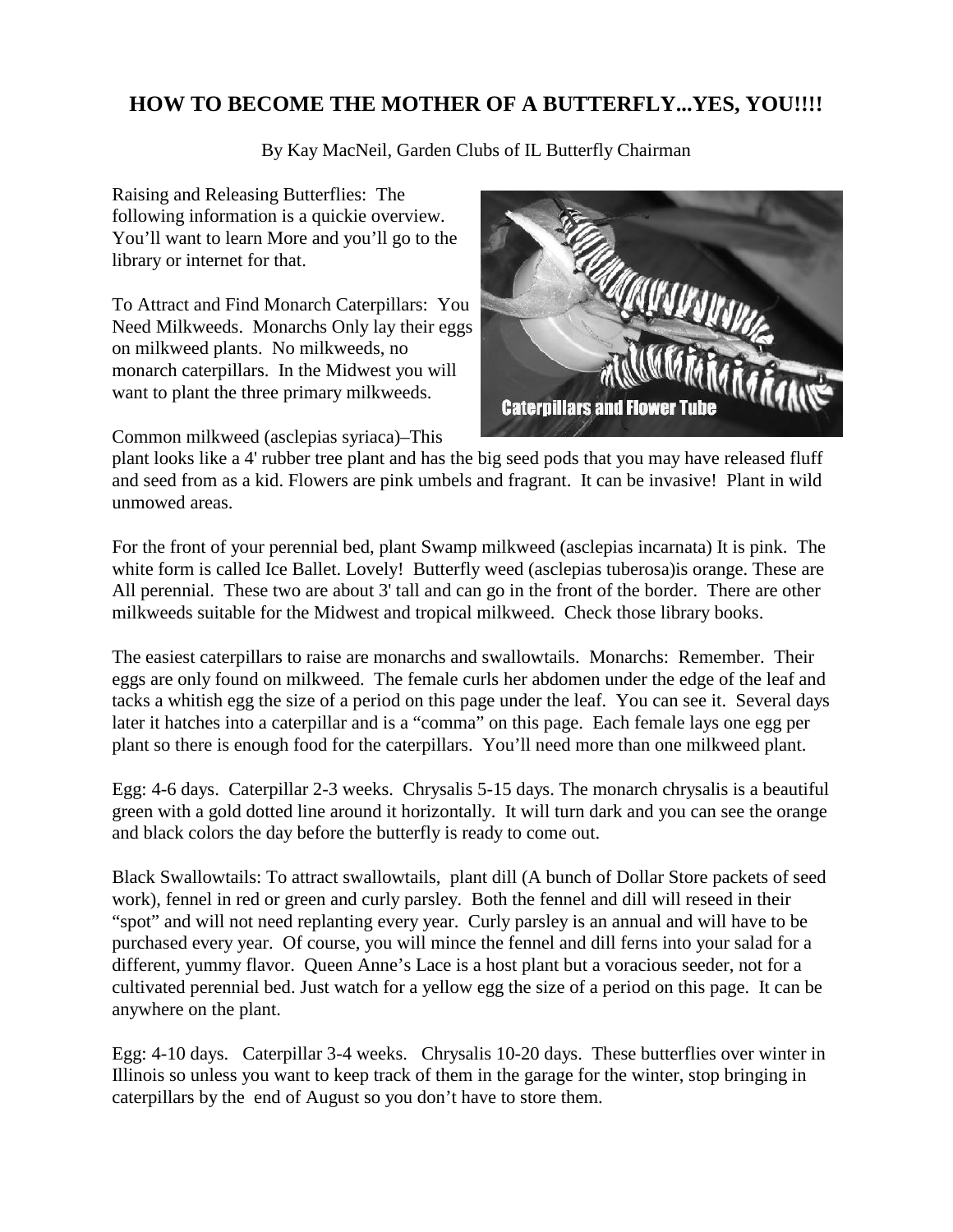## HOW TO BECOME THE MOTHER OF A BUTTERFLY...YES, YOU!!!!

By Kay MacNeil, Garden Clubs of IL Butterfly Chairman

Raising and Releasing Butterflies: The following information is a quickie overview. You'll want to learn More and you'll go to the library or internet for that.

To Attract and Find Monarch Caterpillars: You Need Milkweeds. Monarchs Only lay their eggs on milkweed plants. No milkweeds, no monarch caterpillars. In the Midwest you will want to plant the three primary milkweeds.

Caterpillars and Flower Tube

Common milkweed (asclepias syriaca)–This plant looks like a 4' rubber tree plant and has the big seed pods that you may have released fluff and seed from as a kid. Flowers are pink umbels and fragrant. It can be invasive! Plant in wild unmowed areas.

For the front of your perennial bed, plant Swamp milkweed (asclepias incarnata) It is pink. The white form is called Ice Ballet. Lovely! Butterfly weed (asclepias tuberosa)is orange. These are All perennial. These two are about 3' tall and can go in the front of the border. There are other milkweeds suitable for the Midwest and tropical milkweed. Check those library books.

The easiest caterpillars to raise are monarchs and swallowtails. Monarchs: Remember. Their eggs are only found on milkweed. The female curls her abdomen under the edge of the leaf and tacks a whitish egg the size of a period on this page under the leaf. You can see it. Several days later it hatches into a caterpillar and is a "comma" on this page. Each female lays one egg per plant so there is enough food for the caterpillars. You'll need more than one milkweed plant.

Egg: 4-6 days. Caterpillar 2-3 weeks. Chrysalis 5-15 days. The monarch chrysalis is a beautiful green with a gold dotted line around it horizontally. It will turn dark and you can see the orange and black colors the day before the butterfly is ready to come out.

Black Swallowtails: To attract swallowtails, plant dill (A bunch of Dollar Store packets of seed work), fennel in red or green and curly parsley. Both the fennel and dill will reseed in their "spot" and will not need replanting every year. Curly parsley is an annual and will have to be purchased every year. Of course, you will mince the fennel and dill ferns into your salad for a different, yummy flavor. Queen Anne's Lace is a host plant but a voracious seeder, not for a cultivated perennial bed. Just watch for a yellow egg the size of a period on this page. It can be anywhere on the plant.

Egg: 4-10 days. Caterpillar 3-4 weeks. Chrysalis 10-20 days. These butterflies over winter in Illinois so unless you want to keep track of them in the garage for the winter, stop bringing in caterpillars by the end of August so you don't have to store them.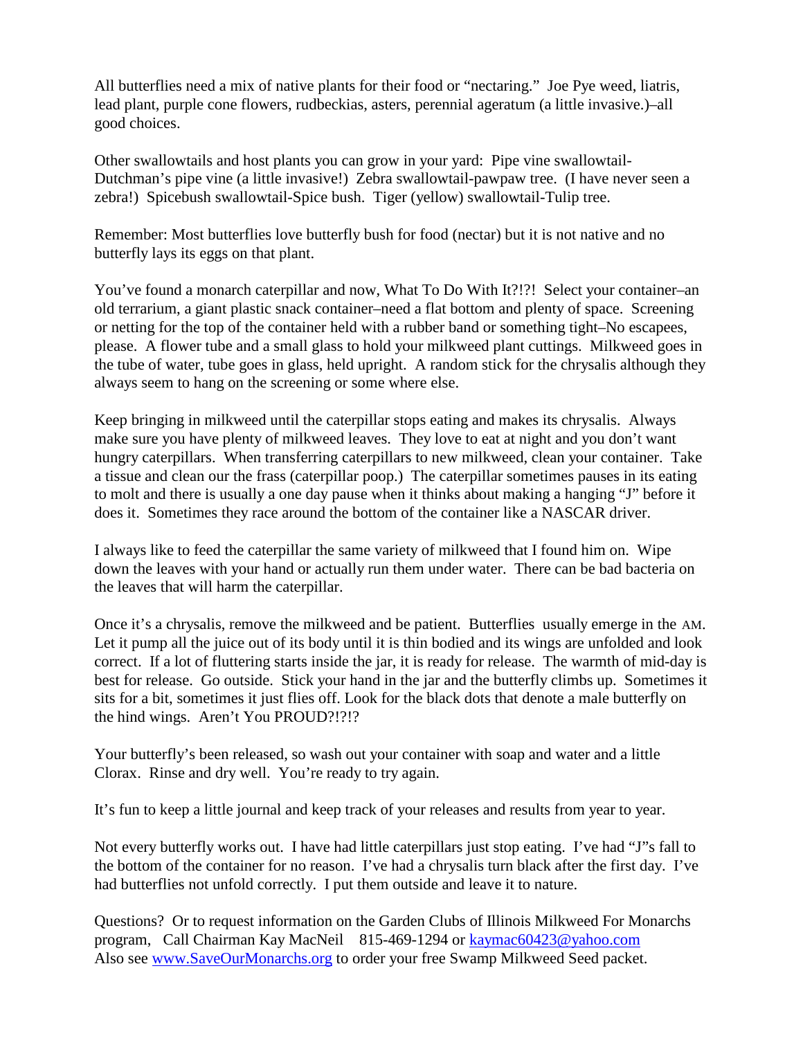All butterflies need a mix of native plants for their food or "nectaring." Joe Pye weed, liatris, lead plant, purple cone flowers, rudbeckias, asters, perennial ageratum (a little invasive.)–all good choices.

Other swallowtails and host plants you can grow in your yard: Pipe vine swallowtail-Dutchman's pipe vine (a little invasive!) Zebra swallowtail-pawpaw tree. (I have never seen a zebra!) Spicebush swallowtail-Spice bush. Tiger (yellow) swallowtail-Tulip tree.

Remember: Most butterflies love butterfly bush for food (nectar) but it is not native and no butterfly lays its eggs on that plant.

You've found a monarch caterpillar and now, What To Do With It?!?! Select your container–an old terrarium, a giant plastic snack container–need a flat bottom and plenty of space. Screening or netting for the top of the container held with a rubber band or something tight–No escapees, please. A flower tube and a small glass to hold your milkweed plant cuttings. Milkweed goes in the tube of water, tube goes in glass, held upright. A random stick for the chrysalis although they always seem to hang on the screening or some where else.

Keep bringing in milkweed until the caterpillar stops eating and makes its chrysalis. Always make sure you have plenty of milkweed leaves. They love to eat at night and you don't want hungry caterpillars. When transferring caterpillars to new milkweed, clean your container. Take a tissue and clean our the frass (caterpillar poop.) The caterpillar sometimes pauses in its eating to molt and there is usually a one day pause when it thinks about making a hanging "J" before it does it. Sometimes they race around the bottom of the container like a NASCAR driver.

I always like to feed the caterpillar the same variety of milkweed that I found him on. Wipe down the leaves with your hand or actually run them under water. There can be bad bacteria on the leaves that will harm the caterpillar.

Once it's a chrysalis, remove the milkweed and be patient. Butterflies usually emerge in the AM. Let it pump all the juice out of its body until it is thin bodied and its wings are unfolded and look correct. If a lot of fluttering starts inside the jar, it is ready for release. The warmth of mid-day is best for release. Go outside. Stick your hand in the jar and the butterfly climbs up. Sometimes it sits for a bit, sometimes it just flies off. Look for the black dots that denote a male butterfly on the hind wings. Aren't You PROUD?!?!?

Your butterfly's been released, so wash out your container with soap and water and a little Clorax. Rinse and dry well. You're ready to try again.

It's fun to keep a little journal and keep track of your releases and results from year to year.

Not every butterfly works out. I have had little caterpillars just stop eating. I've had "J"s fall to the bottom of the container for no reason. I've had a chrysalis turn black after the first day. I've had butterflies not unfold correctly. I put them outside and leave it to nature.

Questions? Or to request information on the Garden Clubs of Illinois Milkweed For Monarchs program, Call Chairman Kay MacNeil 815-469-1294 or [kaymac60423@yahoo.com](mailto:kaymac60423@yahoo.com)
Also see [www.SaveOurMonarchs.org](http://www.SaveOurMonarchs.org) to order your free Swamp Milkweed Seed packet.